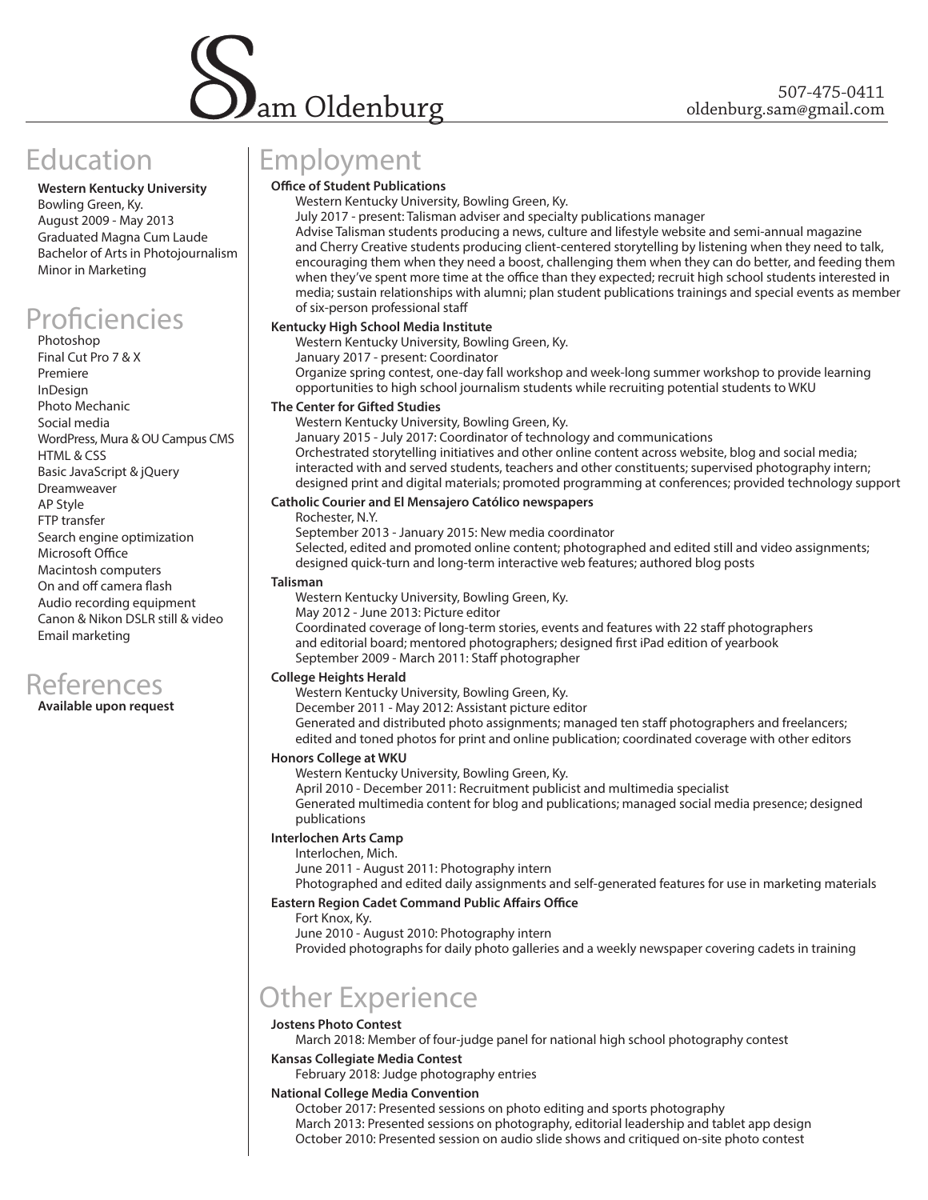# Sam Oldenburg

507-475-0411
oldenburg.sam@gmail.com

## Education

**Western Kentucky University**
Bowling Green, Ky.
August 2009 - May 2013
Graduated Magna Cum Laude
Bachelor of Arts in Photojournalism
Minor in Marketing

## Proficiencies

Photoshop
Final Cut Pro 7 & X
Premiere
InDesign
Photo Mechanic
Social media
WordPress, Mura & OU Campus CMS
HTML & CSS
Basic JavaScript & jQuery
Dreamweaver
AP Style
FTP transfer
Search engine optimization
Microsoft Office
Macintosh computers
On and off camera flash
Audio recording equipment
Canon & Nikon DSLR still & video
Email marketing

## References

**Available upon request**

## Employment

**Office of Student Publications**
Western Kentucky University, Bowling Green, Ky.
July 2017 - present: Talisman adviser and specialty publications manager
Advise Talisman students producing a news, culture and lifestyle website and semi-annual magazine and Cherry Creative students producing client-centered storytelling by listening when they need to talk, encouraging them when they need a boost, challenging them when they can do better, and feeding them when they've spent more time at the office than they expected; recruit high school students interested in media; sustain relationships with alumni; plan student publications trainings and special events as member of six-person professional staff

**Kentucky High School Media Institute**
Western Kentucky University, Bowling Green, Ky.
January 2017 - present: Coordinator
Organize spring contest, one-day fall workshop and week-long summer workshop to provide learning opportunities to high school journalism students while recruiting potential students to WKU

**The Center for Gifted Studies**
Western Kentucky University, Bowling Green, Ky.
January 2015 - July 2017: Coordinator of technology and communications
Orchestrated storytelling initiatives and other online content across website, blog and social media; interacted with and served students, teachers and other constituents; supervised photography intern; designed print and digital materials; promoted programming at conferences; provided technology support

**Catholic Courier and El Mensajero Católico newspapers**
Rochester, N.Y.
September 2013 - January 2015: New media coordinator
Selected, edited and promoted online content; photographed and edited still and video assignments; designed quick-turn and long-term interactive web features; authored blog posts

**Talisman**
Western Kentucky University, Bowling Green, Ky.
May 2012 - June 2013: Picture editor
Coordinated coverage of long-term stories, events and features with 22 staff photographers and editorial board; mentored photographers; designed first iPad edition of yearbook
September 2009 - March 2011: Staff photographer

**College Heights Herald**
Western Kentucky University, Bowling Green, Ky.
December 2011 - May 2012: Assistant picture editor
Generated and distributed photo assignments; managed ten staff photographers and freelancers; edited and toned photos for print and online publication; coordinated coverage with other editors

**Honors College at WKU**
Western Kentucky University, Bowling Green, Ky.
April 2010 - December 2011: Recruitment publicist and multimedia specialist
Generated multimedia content for blog and publications; managed social media presence; designed publications

**Interlochen Arts Camp**
Interlochen, Mich.
June 2011 - August 2011: Photography intern
Photographed and edited daily assignments and self-generated features for use in marketing materials

**Eastern Region Cadet Command Public Affairs Office**
Fort Knox, Ky.
June 2010 - August 2010: Photography intern
Provided photographs for daily photo galleries and a weekly newspaper covering cadets in training

## Other Experience

**Jostens Photo Contest**
March 2018: Member of four-judge panel for national high school photography contest

**Kansas Collegiate Media Contest**
February 2018: Judge photography entries

**National College Media Convention**
October 2017: Presented sessions on photo editing and sports photography
March 2013: Presented sessions on photography, editorial leadership and tablet app design
October 2010: Presented session on audio slide shows and critiqued on-site photo contest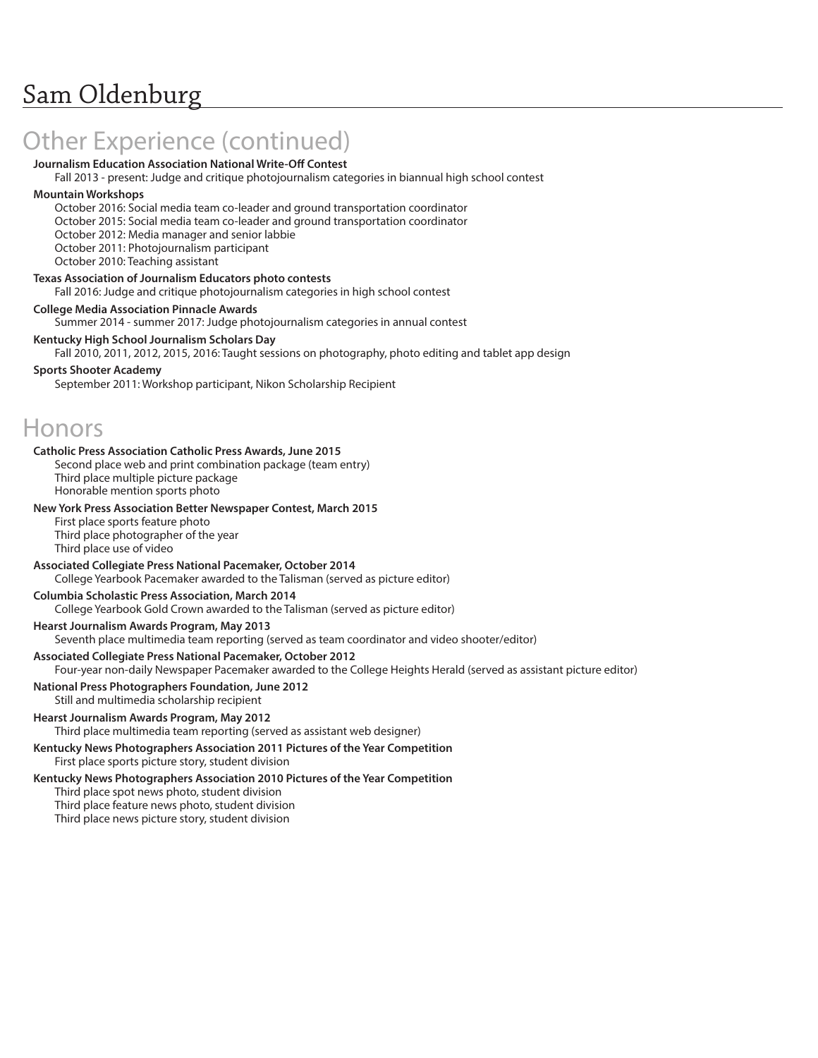# Sam Oldenburg

## Other Experience (continued)

**Journalism Education Association National Write-Off Contest**
Fall 2013 - present: Judge and critique photojournalism categories in biannual high school contest

**Mountain Workshops**
October 2016: Social media team co-leader and ground transportation coordinator
October 2015: Social media team co-leader and ground transportation coordinator
October 2012: Media manager and senior labbie
October 2011: Photojournalism participant
October 2010: Teaching assistant

**Texas Association of Journalism Educators photo contests**
Fall 2016: Judge and critique photojournalism categories in high school contest

**College Media Association Pinnacle Awards**
Summer 2014 - summer 2017: Judge photojournalism categories in annual contest

**Kentucky High School Journalism Scholars Day**
Fall 2010, 2011, 2012, 2015, 2016: Taught sessions on photography, photo editing and tablet app design

**Sports Shooter Academy**
September 2011: Workshop participant, Nikon Scholarship Recipient

## Honors

**Catholic Press Association Catholic Press Awards, June 2015**
Second place web and print combination package (team entry)
Third place multiple picture package
Honorable mention sports photo

**New York Press Association Better Newspaper Contest, March 2015**
First place sports feature photo
Third place photographer of the year
Third place use of video

**Associated Collegiate Press National Pacemaker, October 2014**
College Yearbook Pacemaker awarded to the Talisman (served as picture editor)

**Columbia Scholastic Press Association, March 2014**
College Yearbook Gold Crown awarded to the Talisman (served as picture editor)

**Hearst Journalism Awards Program, May 2013**
Seventh place multimedia team reporting (served as team coordinator and video shooter/editor)

**Associated Collegiate Press National Pacemaker, October 2012**
Four-year non-daily Newspaper Pacemaker awarded to the College Heights Herald (served as assistant picture editor)

**National Press Photographers Foundation, June 2012**
Still and multimedia scholarship recipient

**Hearst Journalism Awards Program, May 2012**
Third place multimedia team reporting (served as assistant web designer)

**Kentucky News Photographers Association 2011 Pictures of the Year Competition**
First place sports picture story, student division

**Kentucky News Photographers Association 2010 Pictures of the Year Competition**
Third place spot news photo, student division
Third place feature news photo, student division
Third place news picture story, student division